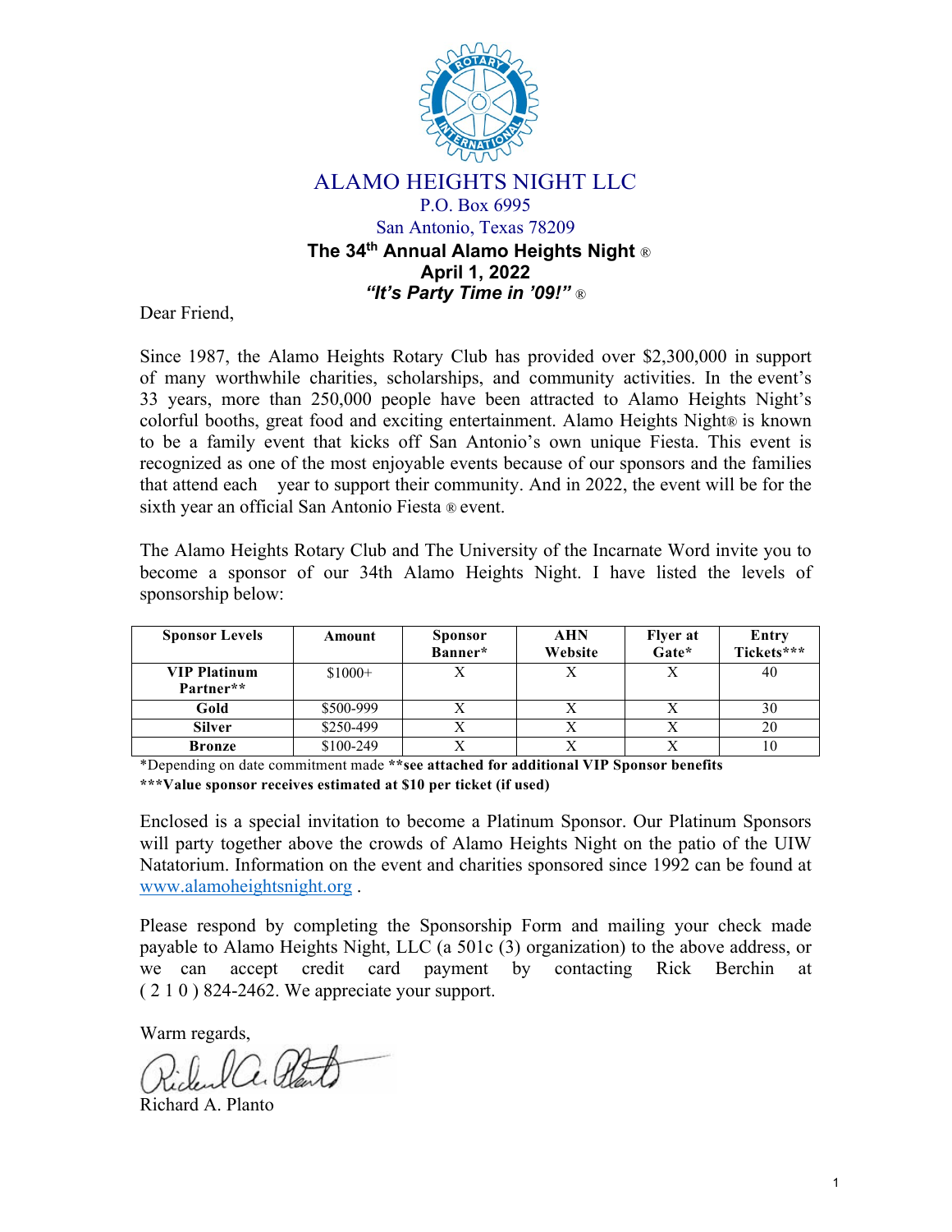# ALAMO HEIGHTS NIGHT LLC

P.O. Box 6995
San Antonio, Texas 78209

**The 34th Annual Alamo Heights Night ®**
**April 1, 2022**
***"It's Party Time in '09!"* ®**

Dear Friend,

Since 1987, the Alamo Heights Rotary Club has provided over $2,300,000 in support of many worthwhile charities, scholarships, and community activities. In the event's 33 years, more than 250,000 people have been attracted to Alamo Heights Night's colorful booths, great food and exciting entertainment. Alamo Heights Night® is known to be a family event that kicks off San Antonio's own unique Fiesta. This event is recognized as one of the most enjoyable events because of our sponsors and the families that attend each year to support their community. And in 2022, the event will be for the sixth year an official San Antonio Fiesta ® event.

The Alamo Heights Rotary Club and The University of the Incarnate Word invite you to become a sponsor of our 34th Alamo Heights Night. I have listed the levels of sponsorship below:

| Sponsor Levels | Amount | Sponsor Banner* | AHN Website | Flyer at Gate* | Entry Tickets*** |
|---|---|---|---|---|---|
| **VIP Platinum Partner**** | $1000+ | X | X | X | 40 |
| **Gold** | $500-999 | X | X | X | 30 |
| **Silver** | $250-499 | X | X | X | 20 |
| **Bronze** | $100-249 | X | X | X | 10 |

*Depending on date commitment made **\*\*see attached for additional VIP Sponsor benefits**

**\*\*\*Value sponsor receives estimated at $10 per ticket (if used)**

Enclosed is a special invitation to become a Platinum Sponsor. Our Platinum Sponsors will party together above the crowds of Alamo Heights Night on the patio of the UIW Natatorium. Information on the event and charities sponsored since 1992 can be found at www.alamoheightsnight.org .

Please respond by completing the Sponsorship Form and mailing your check made payable to Alamo Heights Night, LLC (a 501c (3) organization) to the above address, or we can accept credit card payment by contacting Rick Berchin at ( 2 1 0 ) 824-2462. We appreciate your support.

Warm regards,

Richard A. Planto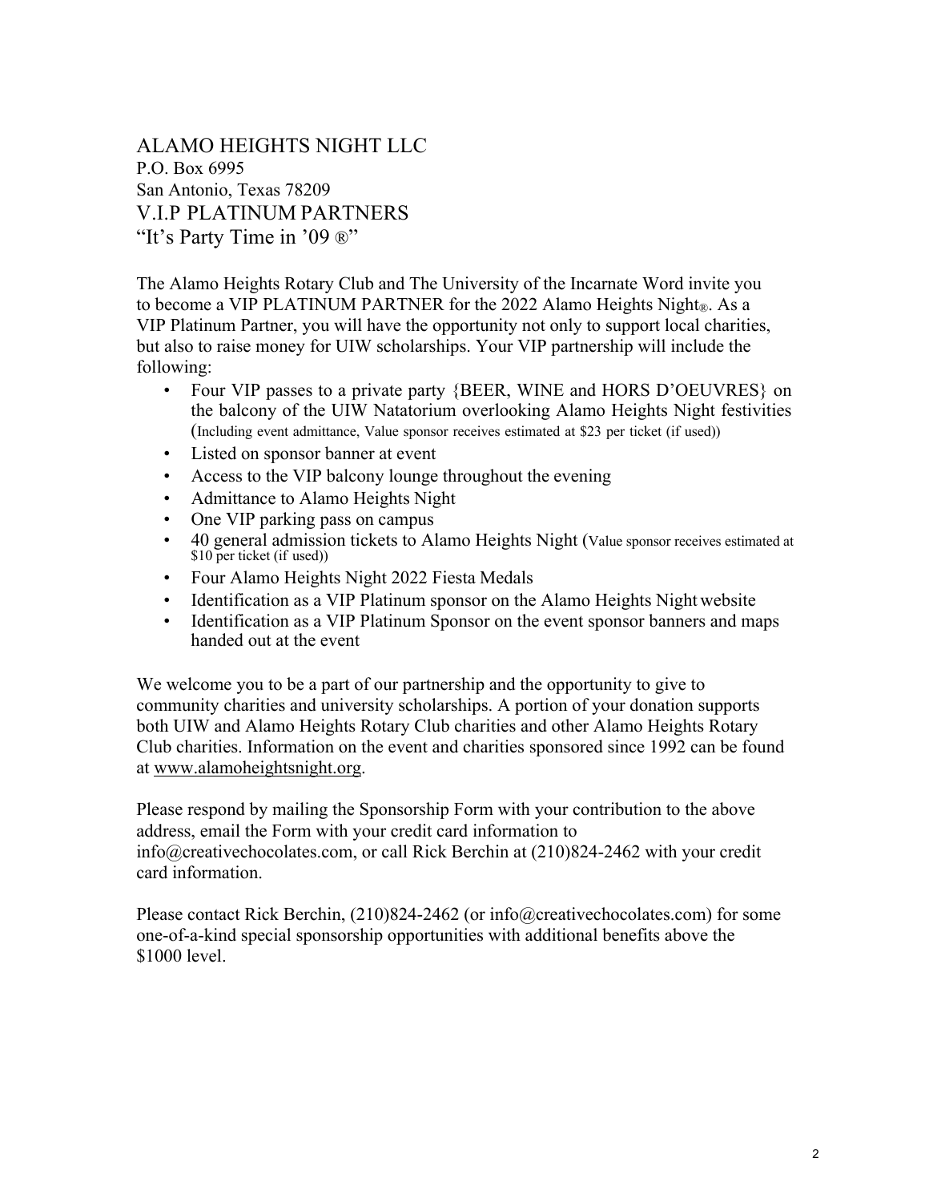ALAMO HEIGHTS NIGHT LLC
P.O. Box 6995
San Antonio, Texas 78209
V.I.P PLATINUM PARTNERS
"It's Party Time in '09 ®"

The Alamo Heights Rotary Club and The University of the Incarnate Word invite you to become a VIP PLATINUM PARTNER for the 2022 Alamo Heights Night®. As a VIP Platinum Partner, you will have the opportunity not only to support local charities, but also to raise money for UIW scholarships. Your VIP partnership will include the following:

- Four VIP passes to a private party {BEER, WINE and HORS D'OEUVRES} on the balcony of the UIW Natatorium overlooking Alamo Heights Night festivities (Including event admittance, Value sponsor receives estimated at $23 per ticket (if used))
- Listed on sponsor banner at event
- Access to the VIP balcony lounge throughout the evening
- Admittance to Alamo Heights Night
- One VIP parking pass on campus
- 40 general admission tickets to Alamo Heights Night (Value sponsor receives estimated at $10 per ticket (if used))
- Four Alamo Heights Night 2022 Fiesta Medals
- Identification as a VIP Platinum sponsor on the Alamo Heights Night website
- Identification as a VIP Platinum Sponsor on the event sponsor banners and maps handed out at the event

We welcome you to be a part of our partnership and the opportunity to give to community charities and university scholarships. A portion of your donation supports both UIW and Alamo Heights Rotary Club charities and other Alamo Heights Rotary Club charities. Information on the event and charities sponsored since 1992 can be found at www.alamoheightsnight.org.

Please respond by mailing the Sponsorship Form with your contribution to the above address, email the Form with your credit card information to info@creativechocolates.com, or call Rick Berchin at (210)824-2462 with your credit card information.

Please contact Rick Berchin, (210)824-2462 (or info@creativechocolates.com) for some one-of-a-kind special sponsorship opportunities with additional benefits above the $1000 level.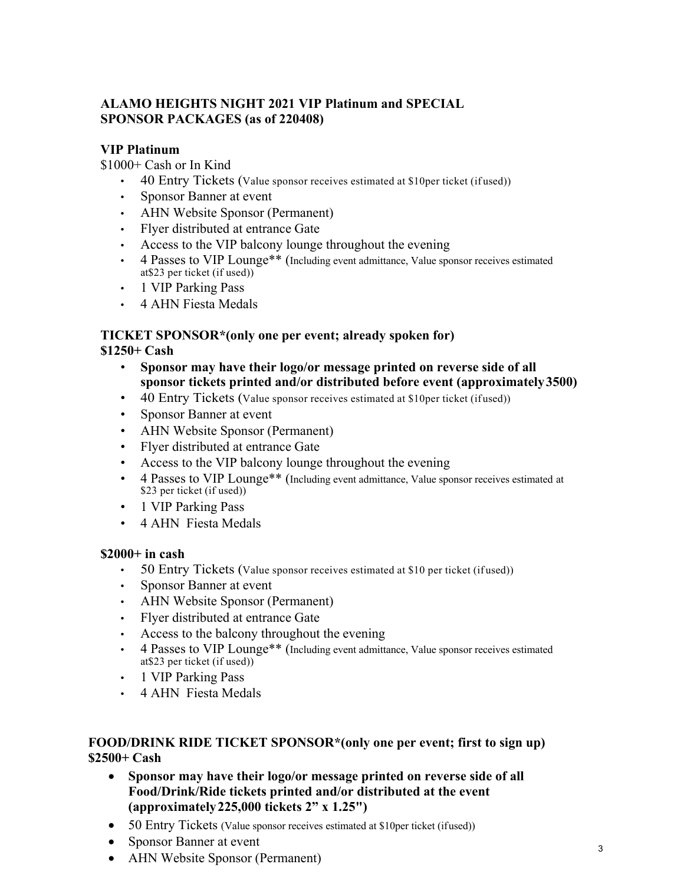**ALAMO HEIGHTS NIGHT 2021 VIP Platinum and SPECIAL SPONSOR PACKAGES (as of 220408)**

**VIP Platinum**

$1000+ Cash or In Kind

- 40 Entry Tickets (Value sponsor receives estimated at $10per ticket (ifused))
- Sponsor Banner at event
- AHN Website Sponsor (Permanent)
- Flyer distributed at entrance Gate
- Access to the VIP balcony lounge throughout the evening
- 4 Passes to VIP Lounge** (Including event admittance, Value sponsor receives estimated at$23 per ticket (if used))
- 1 VIP Parking Pass
- 4 AHN Fiesta Medals

**TICKET SPONSOR*(only one per event; already spoken for)**
**$1250+ Cash**

- **Sponsor may have their logo/or message printed on reverse side of all sponsor tickets printed and/or distributed before event (approximately 3500)**
- 40 Entry Tickets (Value sponsor receives estimated at $10per ticket (ifused))
- Sponsor Banner at event
- AHN Website Sponsor (Permanent)
- Flyer distributed at entrance Gate
- Access to the VIP balcony lounge throughout the evening
- 4 Passes to VIP Lounge** (Including event admittance, Value sponsor receives estimated at $23 per ticket (if used))
- 1 VIP Parking Pass
- 4 AHN Fiesta Medals

**$2000+ in cash**

- 50 Entry Tickets (Value sponsor receives estimated at $10 per ticket (ifused))
- Sponsor Banner at event
- AHN Website Sponsor (Permanent)
- Flyer distributed at entrance Gate
- Access to the balcony throughout the evening
- 4 Passes to VIP Lounge** (Including event admittance, Value sponsor receives estimated at$23 per ticket (if used))
- 1 VIP Parking Pass
- 4 AHN Fiesta Medals

**FOOD/DRINK RIDE TICKET SPONSOR*(only one per event; first to sign up)**
**$2500+ Cash**

- **Sponsor may have their logo/or message printed on reverse side of all Food/Drink/Ride tickets printed and/or distributed at the event (approximately 225,000 tickets 2" x 1.25")**
- 50 Entry Tickets (Value sponsor receives estimated at $10per ticket (ifused))
- Sponsor Banner at event
- AHN Website Sponsor (Permanent)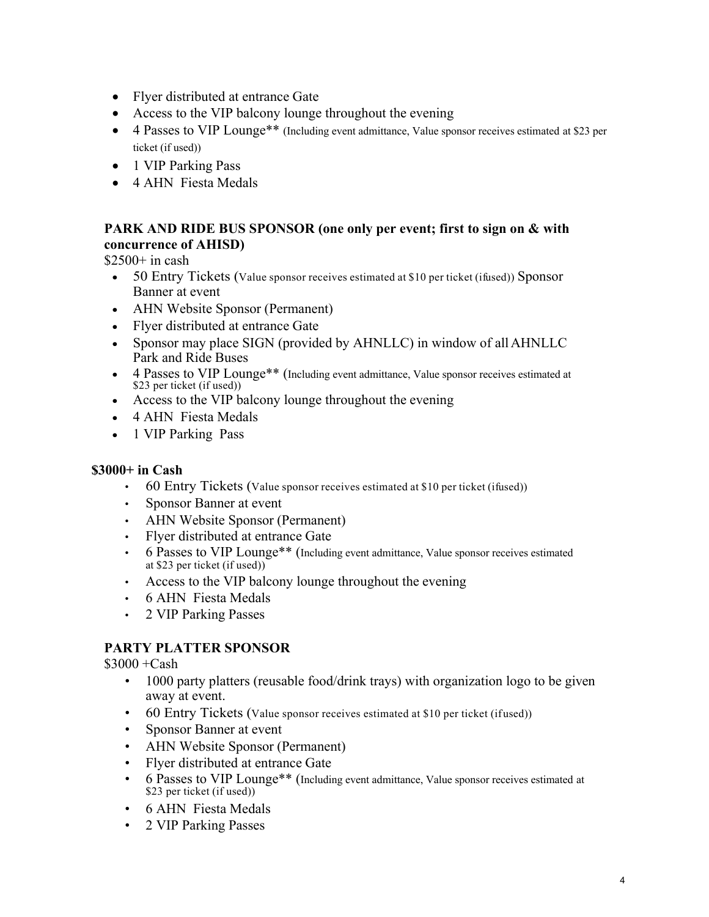- Flyer distributed at entrance Gate
- Access to the VIP balcony lounge throughout the evening
- 4 Passes to VIP Lounge** (Including event admittance, Value sponsor receives estimated at $23 per ticket (if used))
- 1 VIP Parking Pass
- 4 AHN Fiesta Medals

**PARK AND RIDE BUS SPONSOR (one only per event; first to sign on & with concurrence of AHISD)**

$2500+ in cash

- 50 Entry Tickets (Value sponsor receives estimated at $10 per ticket (ifused)) Sponsor Banner at event
- AHN Website Sponsor (Permanent)
- Flyer distributed at entrance Gate
- Sponsor may place SIGN (provided by AHNLLC) in window of all AHNLLC Park and Ride Buses
- 4 Passes to VIP Lounge** (Including event admittance, Value sponsor receives estimated at $23 per ticket (if used))
- Access to the VIP balcony lounge throughout the evening
- 4 AHN Fiesta Medals
- 1 VIP Parking Pass

**$3000+ in Cash**

- 60 Entry Tickets (Value sponsor receives estimated at $10 per ticket (ifused))
- Sponsor Banner at event
- AHN Website Sponsor (Permanent)
- Flyer distributed at entrance Gate
- 6 Passes to VIP Lounge** (Including event admittance, Value sponsor receives estimated at $23 per ticket (if used))
- Access to the VIP balcony lounge throughout the evening
- 6 AHN Fiesta Medals
- 2 VIP Parking Passes

**PARTY PLATTER SPONSOR**

$3000 +Cash

- 1000 party platters (reusable food/drink trays) with organization logo to be given away at event.
- 60 Entry Tickets (Value sponsor receives estimated at $10 per ticket (ifused))
- Sponsor Banner at event
- AHN Website Sponsor (Permanent)
- Flyer distributed at entrance Gate
- 6 Passes to VIP Lounge** (Including event admittance, Value sponsor receives estimated at $23 per ticket (if used))
- 6 AHN Fiesta Medals
- 2 VIP Parking Passes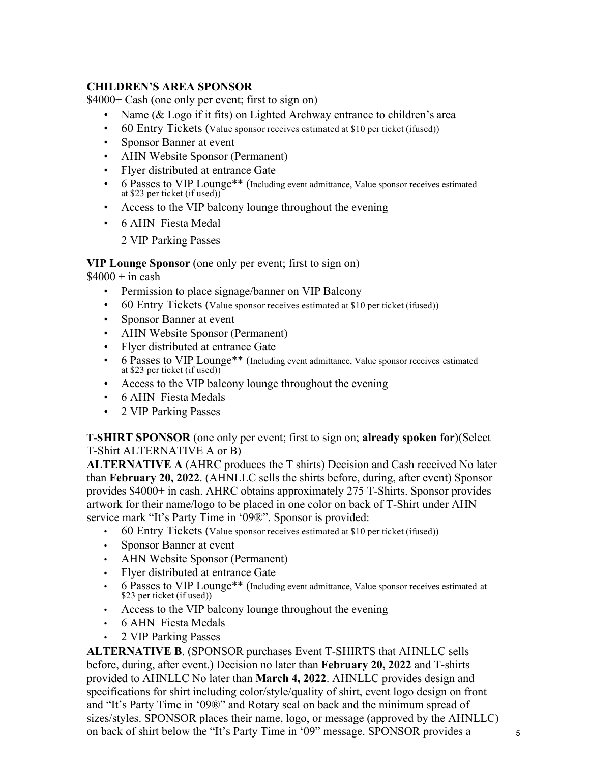**CHILDREN'S AREA SPONSOR**
$4000+ Cash (one only per event; first to sign on)

- Name (& Logo if it fits) on Lighted Archway entrance to children's area
- 60 Entry Tickets (Value sponsor receives estimated at $10 per ticket (ifused))
- Sponsor Banner at event
- AHN Website Sponsor (Permanent)
- Flyer distributed at entrance Gate
- 6 Passes to VIP Lounge** (Including event admittance, Value sponsor receives estimated at $23 per ticket (if used))
- Access to the VIP balcony lounge throughout the evening
- 6 AHN Fiesta Medal

  2 VIP Parking Passes

**VIP Lounge Sponsor** (one only per event; first to sign on)
$4000 + in cash

- Permission to place signage/banner on VIP Balcony
- 60 Entry Tickets (Value sponsor receives estimated at $10 per ticket (ifused))
- Sponsor Banner at event
- AHN Website Sponsor (Permanent)
- Flyer distributed at entrance Gate
- 6 Passes to VIP Lounge** (Including event admittance, Value sponsor receives estimated at $23 per ticket (if used))
- Access to the VIP balcony lounge throughout the evening
- 6 AHN Fiesta Medals
- 2 VIP Parking Passes

**T-SHIRT SPONSOR** (one only per event; first to sign on; **already spoken for**)(Select T-Shirt ALTERNATIVE A or B)

**ALTERNATIVE A** (AHRC produces the T shirts) Decision and Cash received No later than **February 20, 2022**. (AHNLLC sells the shirts before, during, after event) Sponsor provides $4000+ in cash. AHRC obtains approximately 275 T-Shirts. Sponsor provides artwork for their name/logo to be placed in one color on back of T-Shirt under AHN service mark "It's Party Time in '09®". Sponsor is provided:

- 60 Entry Tickets (Value sponsor receives estimated at $10 per ticket (ifused))
- Sponsor Banner at event
- AHN Website Sponsor (Permanent)
- Flyer distributed at entrance Gate
- 6 Passes to VIP Lounge** (Including event admittance, Value sponsor receives estimated at $23 per ticket (if used))
- Access to the VIP balcony lounge throughout the evening
- 6 AHN Fiesta Medals
- 2 VIP Parking Passes

**ALTERNATIVE B**. (SPONSOR purchases Event T-SHIRTS that AHNLLC sells before, during, after event.) Decision no later than **February 20, 2022** and T-shirts provided to AHNLLC No later than **March 4, 2022**. AHNLLC provides design and specifications for shirt including color/style/quality of shirt, event logo design on front and "It's Party Time in '09®" and Rotary seal on back and the minimum spread of sizes/styles. SPONSOR places their name, logo, or message (approved by the AHNLLC) on back of shirt below the "It's Party Time in '09" message. SPONSOR provides a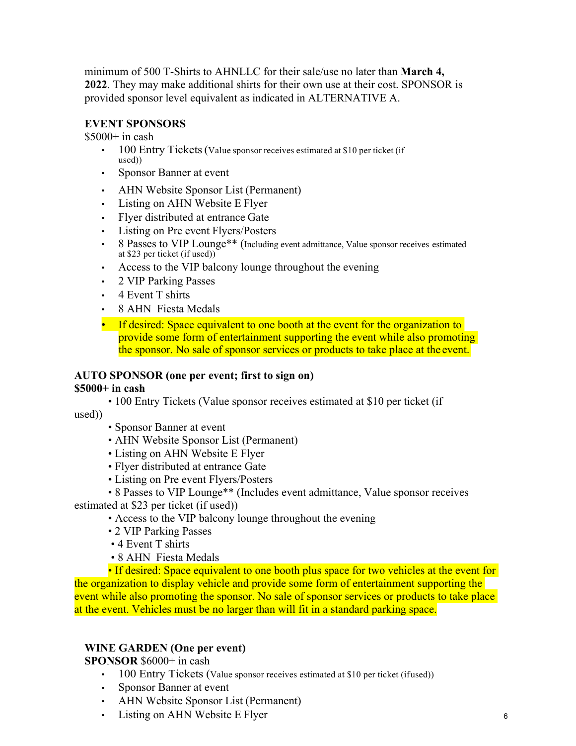minimum of 500 T-Shirts to AHNLLC for their sale/use no later than **March 4, 2022**. They may make additional shirts for their own use at their cost. SPONSOR is provided sponsor level equivalent as indicated in ALTERNATIVE A.

**EVENT SPONSORS**

$5000+ in cash

- 100 Entry Tickets (Value sponsor receives estimated at $10 per ticket (if used))
- Sponsor Banner at event
- AHN Website Sponsor List (Permanent)
- Listing on AHN Website E Flyer
- Flyer distributed at entrance Gate
- Listing on Pre event Flyers/Posters
- 8 Passes to VIP Lounge** (Including event admittance, Value sponsor receives estimated at $23 per ticket (if used))
- Access to the VIP balcony lounge throughout the evening
- 2 VIP Parking Passes
- 4 Event T shirts
- 8 AHN Fiesta Medals
- If desired: Space equivalent to one booth at the event for the organization to provide some form of entertainment supporting the event while also promoting the sponsor. No sale of sponsor services or products to take place at the event.

**AUTO SPONSOR (one per event; first to sign on)**

**$5000+ in cash**

- 100 Entry Tickets (Value sponsor receives estimated at $10 per ticket (if used))
- Sponsor Banner at event
- AHN Website Sponsor List (Permanent)
- Listing on AHN Website E Flyer
- Flyer distributed at entrance Gate
- Listing on Pre event Flyers/Posters
- 8 Passes to VIP Lounge** (Includes event admittance, Value sponsor receives estimated at $23 per ticket (if used))
- Access to the VIP balcony lounge throughout the evening
- 2 VIP Parking Passes
- 4 Event T shirts
- 8 AHN Fiesta Medals
- If desired: Space equivalent to one booth plus space for two vehicles at the event for the organization to display vehicle and provide some form of entertainment supporting the event while also promoting the sponsor. No sale of sponsor services or products to take place at the event. Vehicles must be no larger than will fit in a standard parking space.

**WINE GARDEN (One per event)**

**SPONSOR** $6000+ in cash

- 100 Entry Tickets (Value sponsor receives estimated at $10 per ticket (if used))
- Sponsor Banner at event
- AHN Website Sponsor List (Permanent)
- Listing on AHN Website E Flyer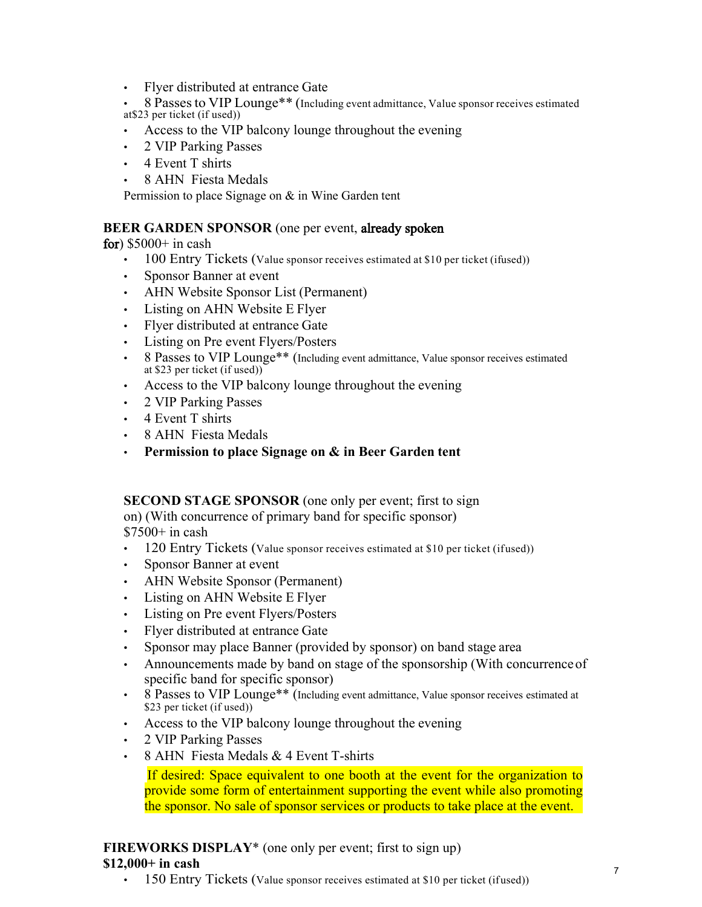- Flyer distributed at entrance Gate
- 8 Passes to VIP Lounge** (Including event admittance, Value sponsor receives estimated at$23 per ticket (if used))
- Access to the VIP balcony lounge throughout the evening
- 2 VIP Parking Passes
- 4 Event T shirts
- 8 AHN Fiesta Medals

Permission to place Signage on & in Wine Garden tent

**BEER GARDEN SPONSOR** (one per event, already spoken for) $5000+ in cash

- 100 Entry Tickets (Value sponsor receives estimated at $10 per ticket (ifused))
- Sponsor Banner at event
- AHN Website Sponsor List (Permanent)
- Listing on AHN Website E Flyer
- Flyer distributed at entrance Gate
- Listing on Pre event Flyers/Posters
- 8 Passes to VIP Lounge** (Including event admittance, Value sponsor receives estimated at $23 per ticket (if used))
- Access to the VIP balcony lounge throughout the evening
- 2 VIP Parking Passes
- 4 Event T shirts
- 8 AHN Fiesta Medals
- **Permission to place Signage on & in Beer Garden tent**

**SECOND STAGE SPONSOR** (one only per event; first to sign on) (With concurrence of primary band for specific sponsor) $7500+ in cash

- 120 Entry Tickets (Value sponsor receives estimated at $10 per ticket (ifused))
- Sponsor Banner at event
- AHN Website Sponsor (Permanent)
- Listing on AHN Website E Flyer
- Listing on Pre event Flyers/Posters
- Flyer distributed at entrance Gate
- Sponsor may place Banner (provided by sponsor) on band stage area
- Announcements made by band on stage of the sponsorship (With concurrence of specific band for specific sponsor)
- 8 Passes to VIP Lounge** (Including event admittance, Value sponsor receives estimated at $23 per ticket (if used))
- Access to the VIP balcony lounge throughout the evening
- 2 VIP Parking Passes
- 8 AHN Fiesta Medals & 4 Event T-shirts

  If desired: Space equivalent to one booth at the event for the organization to provide some form of entertainment supporting the event while also promoting the sponsor. No sale of sponsor services or products to take place at the event.

**FIREWORKS DISPLAY*** (one only per event; first to sign up)
**$12,000+ in cash**

- 150 Entry Tickets (Value sponsor receives estimated at $10 per ticket (ifused))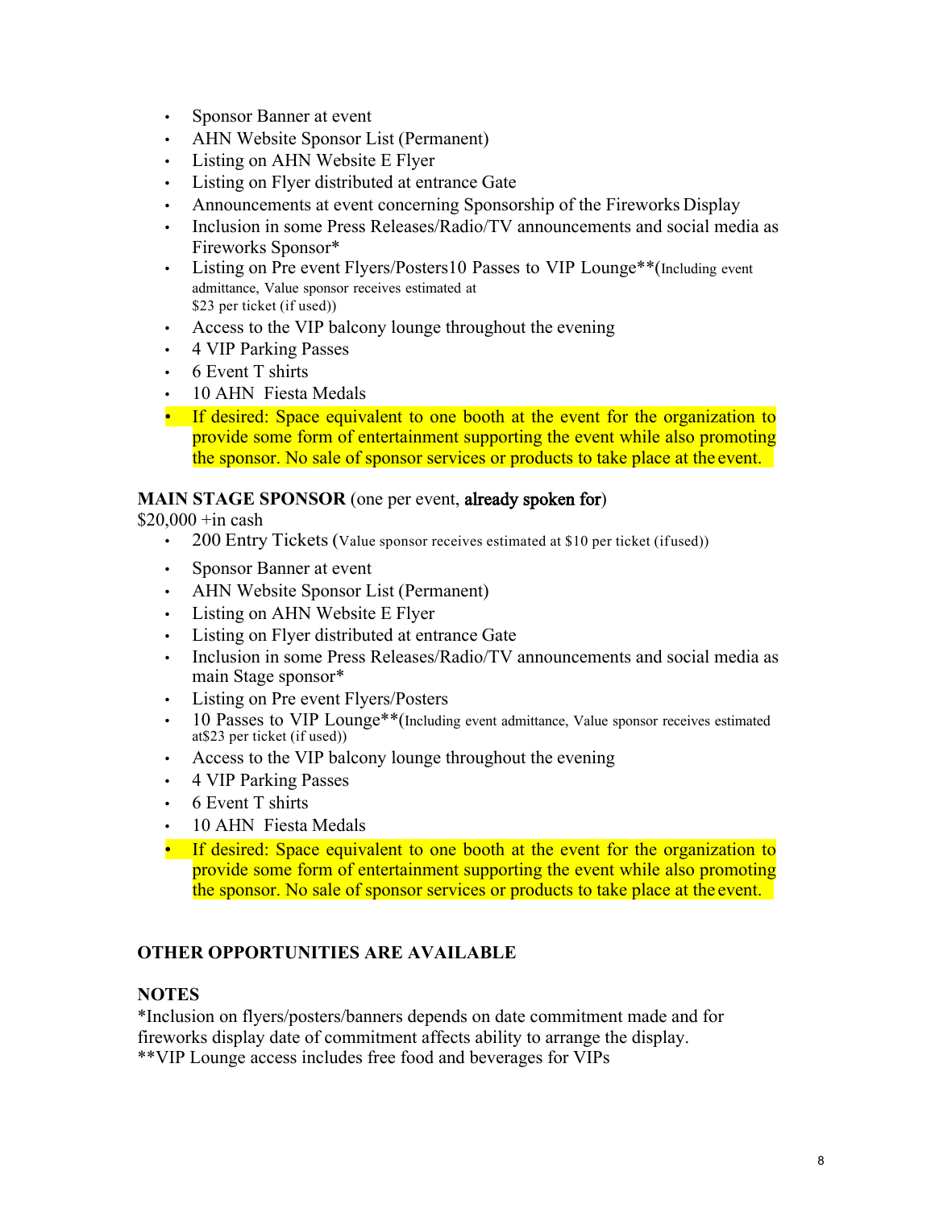- Sponsor Banner at event
- AHN Website Sponsor List (Permanent)
- Listing on AHN Website E Flyer
- Listing on Flyer distributed at entrance Gate
- Announcements at event concerning Sponsorship of the Fireworks Display
- Inclusion in some Press Releases/Radio/TV announcements and social media as Fireworks Sponsor*
- Listing on Pre event Flyers/Posters10 Passes to VIP Lounge**(Including event admittance, Value sponsor receives estimated at $23 per ticket (if used))
- Access to the VIP balcony lounge throughout the evening
- 4 VIP Parking Passes
- 6 Event T shirts
- 10 AHN Fiesta Medals
- If desired: Space equivalent to one booth at the event for the organization to provide some form of entertainment supporting the event while also promoting the sponsor. No sale of sponsor services or products to take place at the event.

**MAIN STAGE SPONSOR** (one per event, **already spoken for**)
$20,000 +in cash

- 200 Entry Tickets (Value sponsor receives estimated at $10 per ticket (if used))
- Sponsor Banner at event
- AHN Website Sponsor List (Permanent)
- Listing on AHN Website E Flyer
- Listing on Flyer distributed at entrance Gate
- Inclusion in some Press Releases/Radio/TV announcements and social media as main Stage sponsor*
- Listing on Pre event Flyers/Posters
- 10 Passes to VIP Lounge**(Including event admittance, Value sponsor receives estimated at$23 per ticket (if used))
- Access to the VIP balcony lounge throughout the evening
- 4 VIP Parking Passes
- 6 Event T shirts
- 10 AHN Fiesta Medals
- If desired: Space equivalent to one booth at the event for the organization to provide some form of entertainment supporting the event while also promoting the sponsor. No sale of sponsor services or products to take place at the event.

**OTHER OPPORTUNITIES ARE AVAILABLE**

**NOTES**

*Inclusion on flyers/posters/banners depends on date commitment made and for fireworks display date of commitment affects ability to arrange the display.
**VIP Lounge access includes free food and beverages for VIPs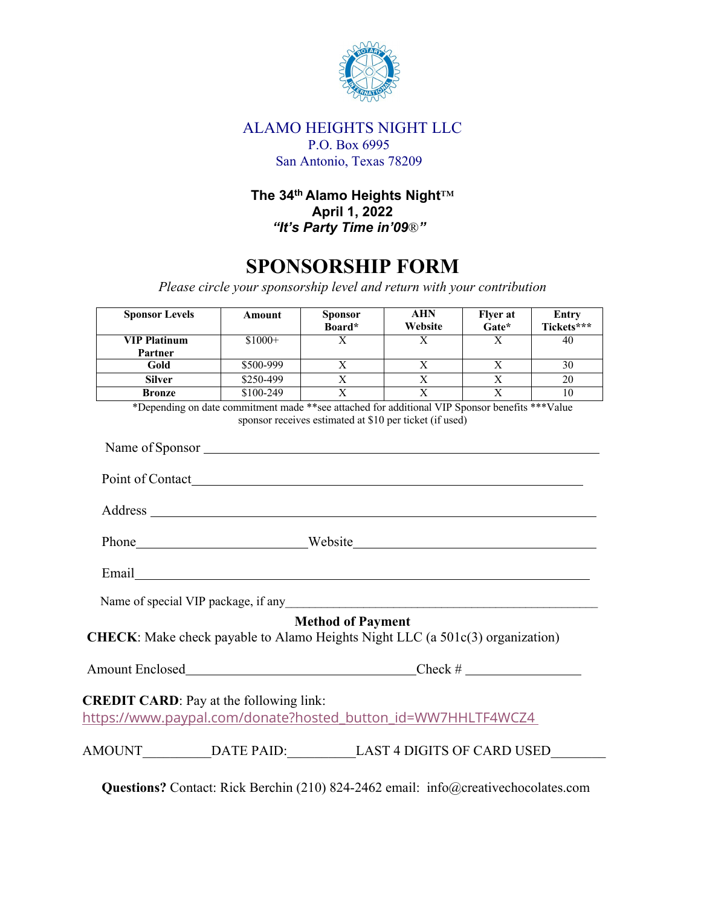ALAMO HEIGHTS NIGHT LLC
P.O. Box 6995
San Antonio, Texas 78209

**The 34th Alamo Heights Night™**
**April 1, 2022**
***"It's Party Time in'09®"***

# SPONSORSHIP FORM

*Please circle your sponsorship level and return with your contribution*

| Sponsor Levels | Amount | Sponsor Board* | AHN Website | Flyer at Gate* | Entry Tickets*** |
|---|---|---|---|---|---|
| **VIP Platinum Partner** | $1000+ | X | X | X | 40 |
| **Gold** | $500-999 | X | X | X | 30 |
| **Silver** | $250-499 | X | X | X | 20 |
| **Bronze** | $100-249 | X | X | X | 10 |

*Depending on date commitment made **see attached for additional VIP Sponsor benefits ***Value sponsor receives estimated at $10 per ticket (if used)

Name of Sponsor ________________________________________________

Point of Contact________________________________________________

Address ________________________________________________

Phone________________________Website________________________________

Email________________________________________________

Name of special VIP package, if any________________________________________________

**Method of Payment**

**CHECK**: Make check payable to Alamo Heights Night LLC (a 501c(3) organization)

Amount Enclosed________________________________Check # ________________

**CREDIT CARD**: Pay at the following link:
https://www.paypal.com/donate?hosted_button_id=WW7HHLTF4WCZ4

AMOUNT__________DATE PAID:__________LAST 4 DIGITS OF CARD USED________

**Questions?** Contact: Rick Berchin (210) 824-2462 email: info@creativechocolates.com